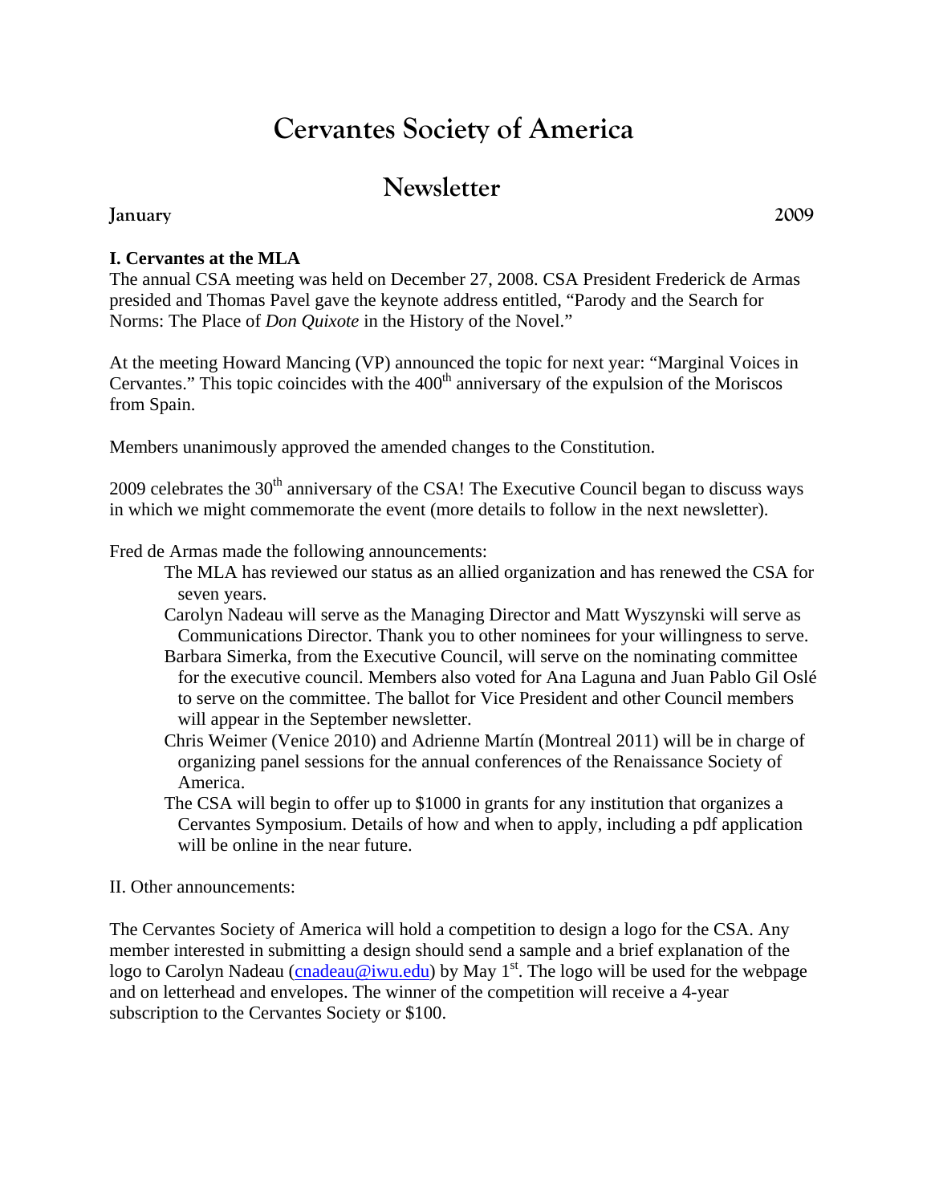# Cervantes Society of America

## Newsletter

**January** **2009**

**I. Cervantes at the MLA**

The annual CSA meeting was held on December 27, 2008. CSA President Frederick de Armas presided and Thomas Pavel gave the keynote address entitled, "Parody and the Search for Norms: The Place of *Don Quixote* in the History of the Novel."

At the meeting Howard Mancing (VP) announced the topic for next year: "Marginal Voices in Cervantes." This topic coincides with the 400th anniversary of the expulsion of the Moriscos from Spain.

Members unanimously approved the amended changes to the Constitution.

2009 celebrates the 30th anniversary of the CSA! The Executive Council began to discuss ways in which we might commemorate the event (more details to follow in the next newsletter).

Fred de Armas made the following announcements:

- The MLA has reviewed our status as an allied organization and has renewed the CSA for seven years.
- Carolyn Nadeau will serve as the Managing Director and Matt Wyszynski will serve as Communications Director. Thank you to other nominees for your willingness to serve.
- Barbara Simerka, from the Executive Council, will serve on the nominating committee for the executive council. Members also voted for Ana Laguna and Juan Pablo Gil Oslé to serve on the committee. The ballot for Vice President and other Council members will appear in the September newsletter.
- Chris Weimer (Venice 2010) and Adrienne Martín (Montreal 2011) will be in charge of organizing panel sessions for the annual conferences of the Renaissance Society of America.
- The CSA will begin to offer up to $1000 in grants for any institution that organizes a Cervantes Symposium. Details of how and when to apply, including a pdf application will be online in the near future.

II. Other announcements:

The Cervantes Society of America will hold a competition to design a logo for the CSA. Any member interested in submitting a design should send a sample and a brief explanation of the logo to Carolyn Nadeau (cnadeau@iwu.edu) by May 1st. The logo will be used for the webpage and on letterhead and envelopes. The winner of the competition will receive a 4-year subscription to the Cervantes Society or $100.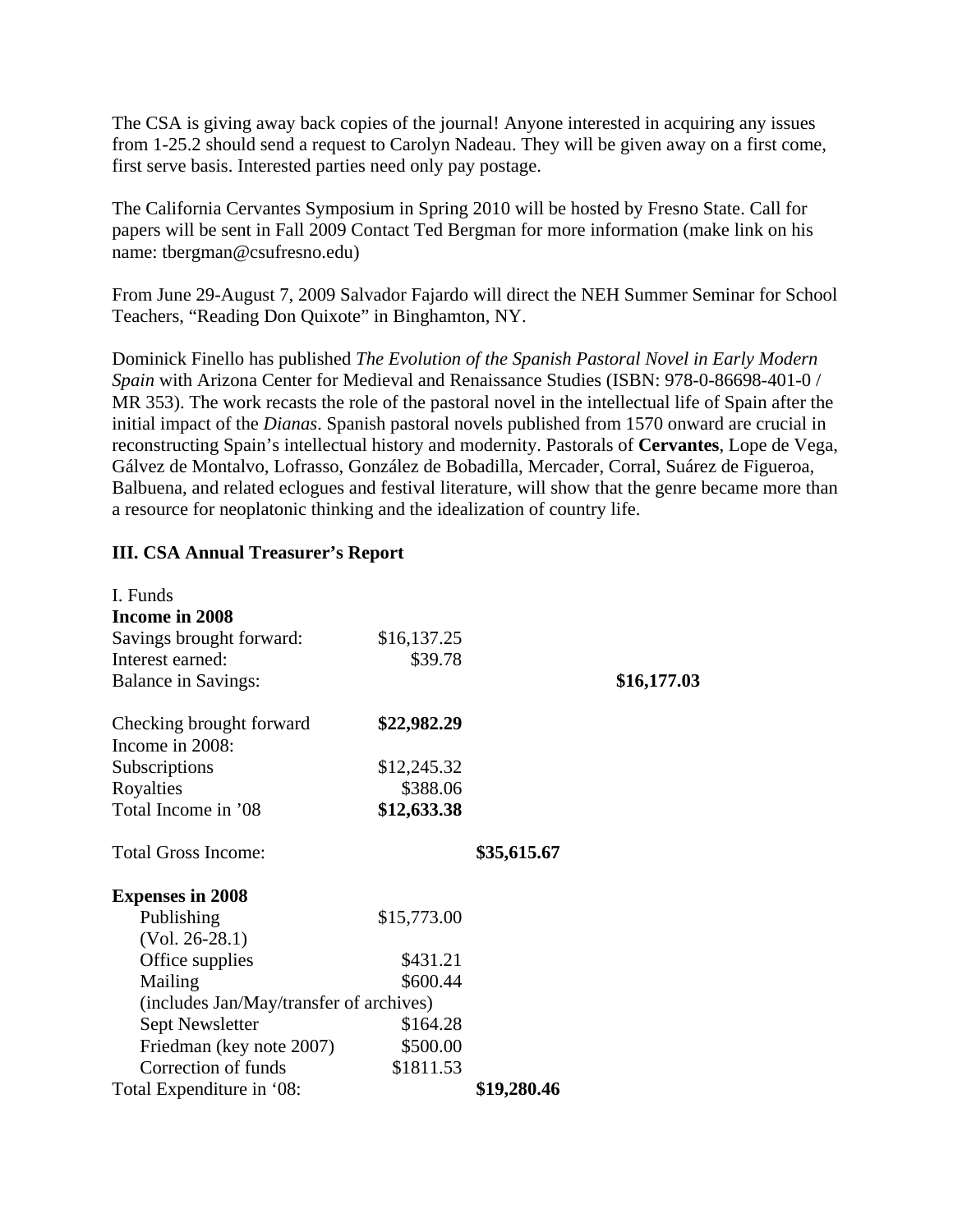The CSA is giving away back copies of the journal! Anyone interested in acquiring any issues from 1-25.2 should send a request to Carolyn Nadeau. They will be given away on a first come, first serve basis. Interested parties need only pay postage.

The California Cervantes Symposium in Spring 2010 will be hosted by Fresno State. Call for papers will be sent in Fall 2009 Contact Ted Bergman for more information (make link on his name: tbergman@csufresno.edu)

From June 29-August 7, 2009 Salvador Fajardo will direct the NEH Summer Seminar for School Teachers, "Reading Don Quixote" in Binghamton, NY.

Dominick Finello has published *The Evolution of the Spanish Pastoral Novel in Early Modern Spain* with Arizona Center for Medieval and Renaissance Studies (ISBN: 978-0-86698-401-0 / MR 353). The work recasts the role of the pastoral novel in the intellectual life of Spain after the initial impact of the *Dianas*. Spanish pastoral novels published from 1570 onward are crucial in reconstructing Spain's intellectual history and modernity. Pastorals of **Cervantes**, Lope de Vega, Gálvez de Montalvo, Lofrasso, González de Bobadilla, Mercader, Corral, Suárez de Figueroa, Balbuena, and related eclogues and festival literature, will show that the genre became more than a resource for neoplatonic thinking and the idealization of country life.

### III. CSA Annual Treasurer's Report

I. Funds

| **Income in 2008** | | | |
|---|---|---|---|
| Savings brought forward: | $16,137.25 | | |
| Interest earned: | $39.78 | | |
| Balance in Savings: | | | **$16,177.03** |
| | | | |
| Checking brought forward | **$22,982.29** | | |
| Income in 2008: | | | |
| Subscriptions | $12,245.32 | | |
| Royalties | $388.06 | | |
| Total Income in '08 | **$12,633.38** | | |
| | | | |
| Total Gross Income: | | **$35,615.67** | |
| | | | |
| **Expenses in 2008** | | | |
| Publishing (Vol. 26-28.1) | $15,773.00 | | |
| Office supplies | $431.21 | | |
| Mailing (includes Jan/May/transfer of archives) | $600.44 | | |
| Sept Newsletter | $164.28 | | |
| Friedman (key note 2007) | $500.00 | | |
| Correction of funds | $1811.53 | | |
| Total Expenditure in '08: | | **$19,280.46** | |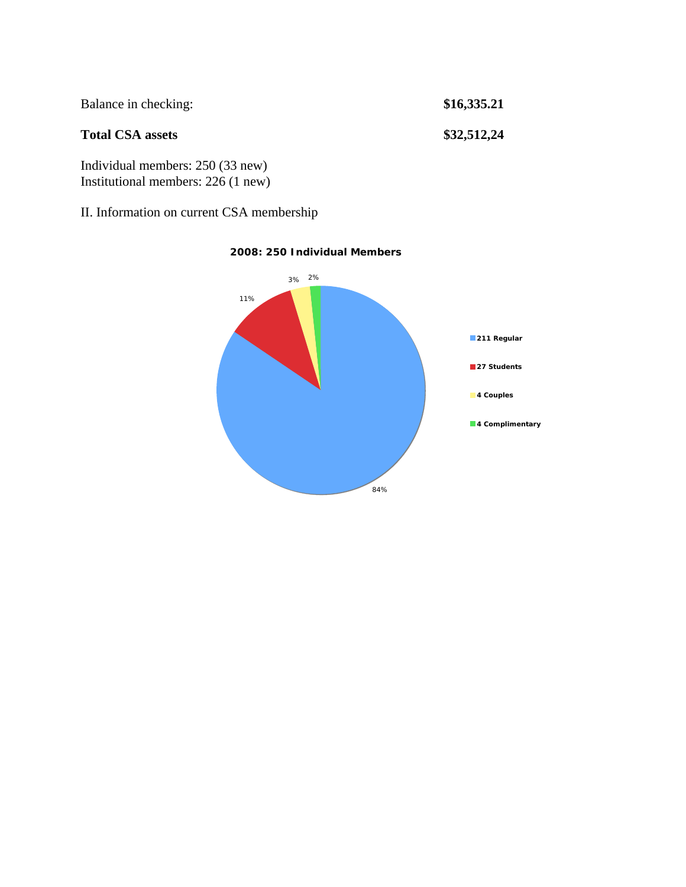Balance in checking: **$16,335.21**

**Total CSA assets** **$32,512,24**

Individual members: 250 (33 new)
Institutional members: 226 (1 new)

II. Information on current CSA membership

**2008: 250 Individual Members**

- 211 Regular — 84%
- 27 Students — 11%
- 4 Couples — 3%
- 4 Complimentary — 2%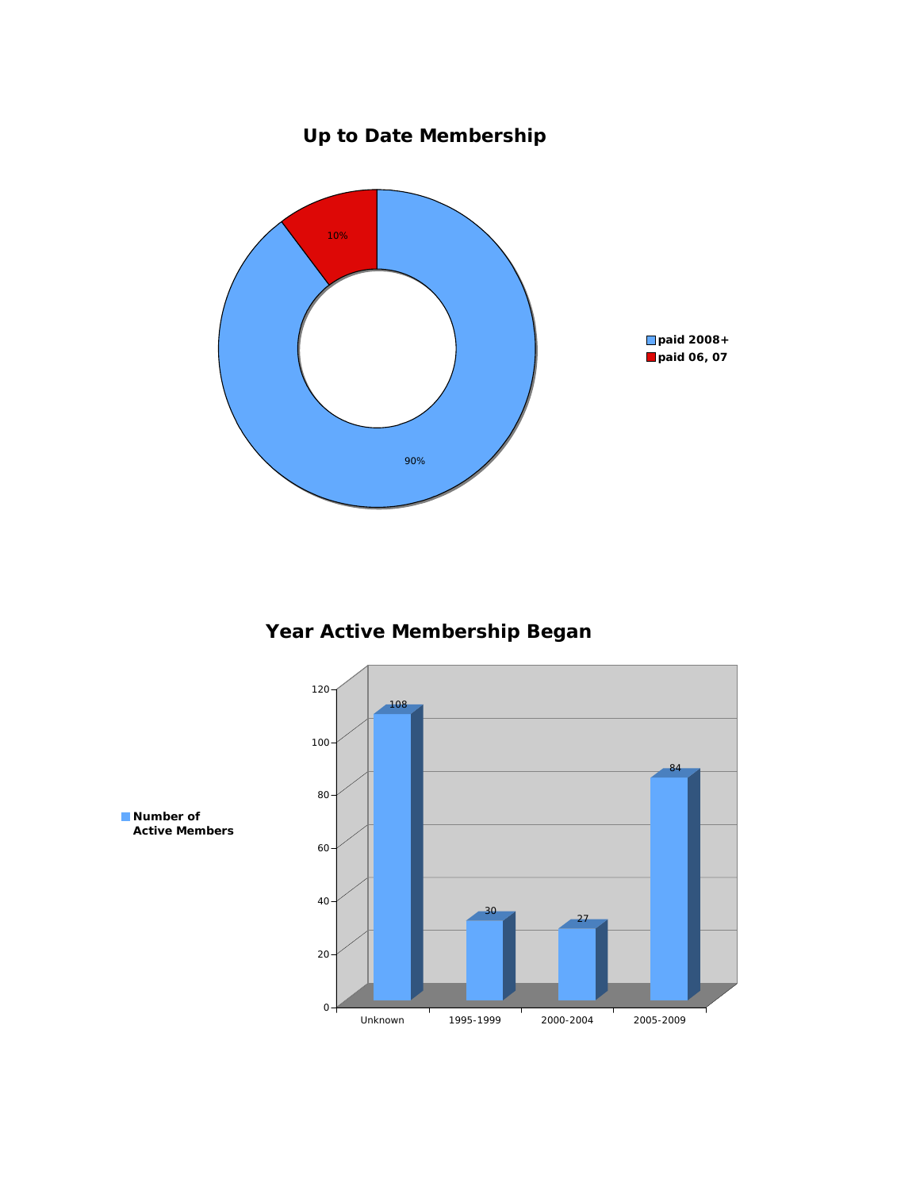## Up to Date Membership

| | Percentage |
|---|---|
| paid 2008+ | 90% |
| paid 06, 07 | 10% |

## Year Active Membership Began

| Year | Number of Active Members |
|---|---|
| Unknown | 108 |
| 1995-1999 | 30 |
| 2000-2004 | 27 |
| 2005-2009 | 84 |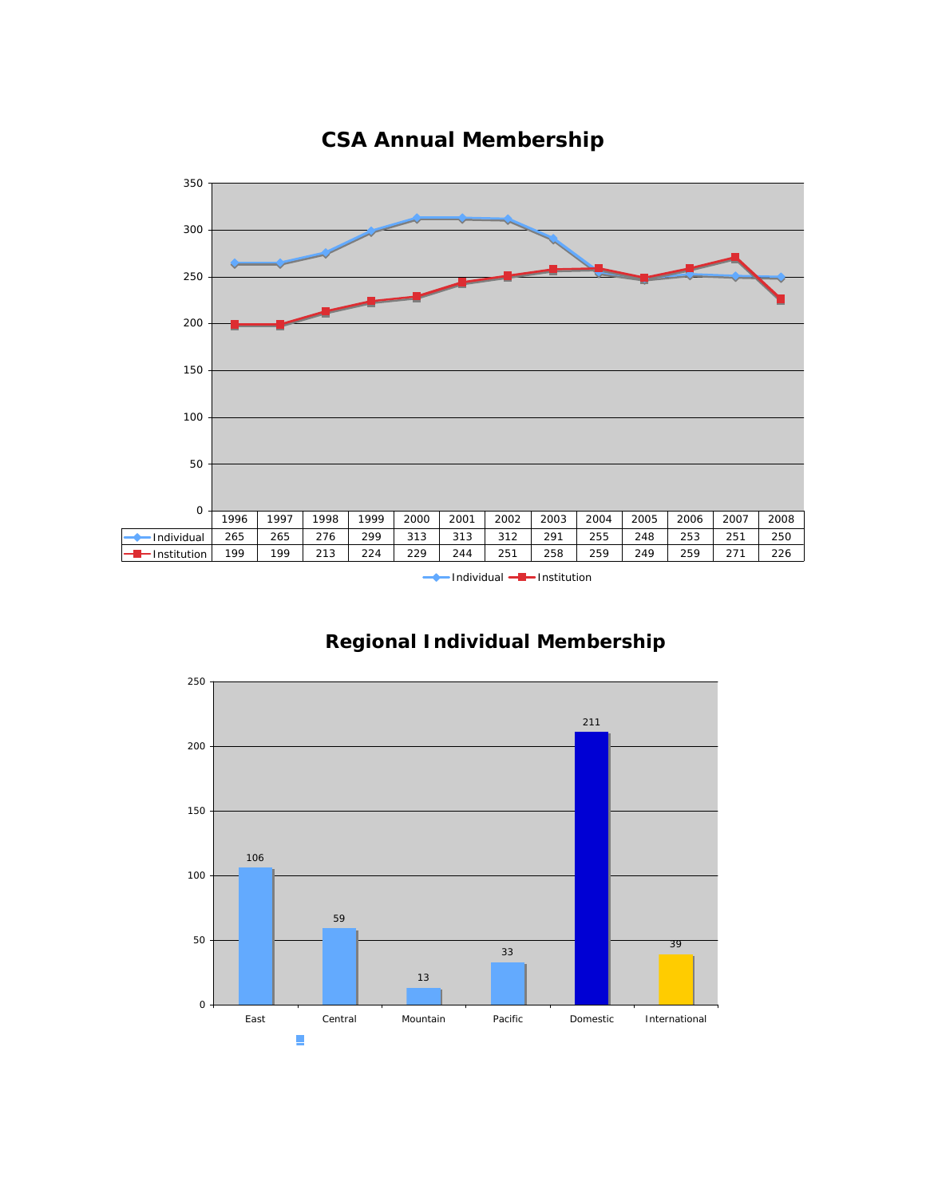## CSA Annual Membership

| | 1996 | 1997 | 1998 | 1999 | 2000 | 2001 | 2002 | 2003 | 2004 | 2005 | 2006 | 2007 | 2008 |
|---|---|---|---|---|---|---|---|---|---|---|---|---|---|
| Individual | 265 | 265 | 276 | 299 | 313 | 313 | 312 | 291 | 255 | 248 | 253 | 251 | 250 |
| Institution | 199 | 199 | 213 | 224 | 229 | 244 | 251 | 258 | 259 | 249 | 259 | 271 | 226 |

## Regional Individual Membership

| East | Central | Mountain | Pacific | Domestic | International |
|---|---|---|---|---|---|
| 106 | 59 | 13 | 33 | 211 | 39 |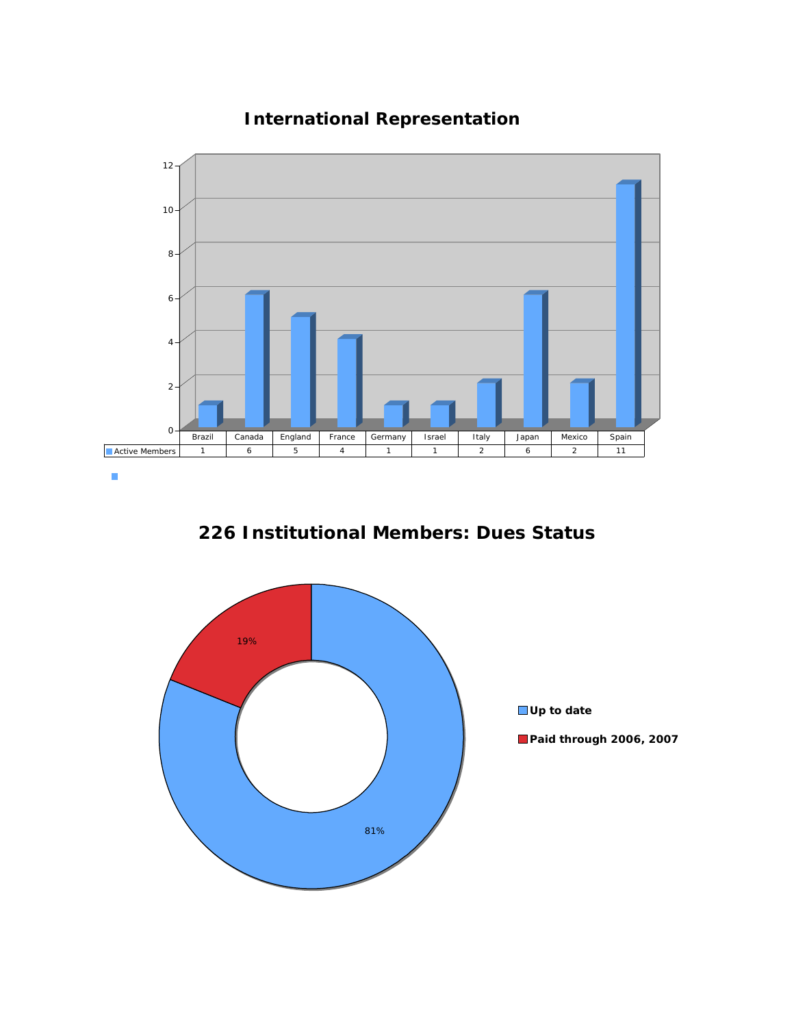## International Representation

| | Brazil | Canada | England | France | Germany | Israel | Italy | Japan | Mexico | Spain |
|---|---|---|---|---|---|---|---|---|---|---|
| Active Members | 1 | 6 | 5 | 4 | 1 | 1 | 2 | 6 | 2 | 11 |

## 226 Institutional Members: Dues Status

- **Up to date**: 81%
- **Paid through 2006, 2007**: 19%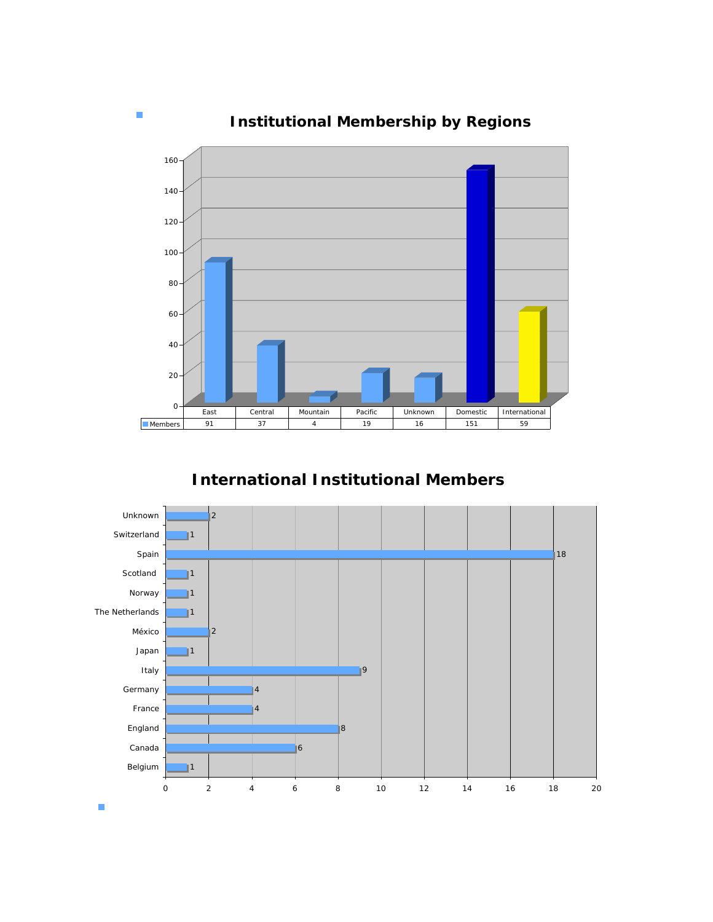**Institutional Membership by Regions**

160
140
120
100
80
60
40
20
0

East
Central
Mountain
Pacific
Unknown
Domestic
International

Members
91
37
4
19
16
151
59

**International Institutional Members**

Unknown 2
Switzerland 1
Spain 18
Scotland 1
Norway 1
The Netherlands 1
México 2
Japan 1
Italy 9
Germany 4
France 4
England 8
Canada 6
Belgium 1

0
2
4
6
8
10
12
14
16
18
20